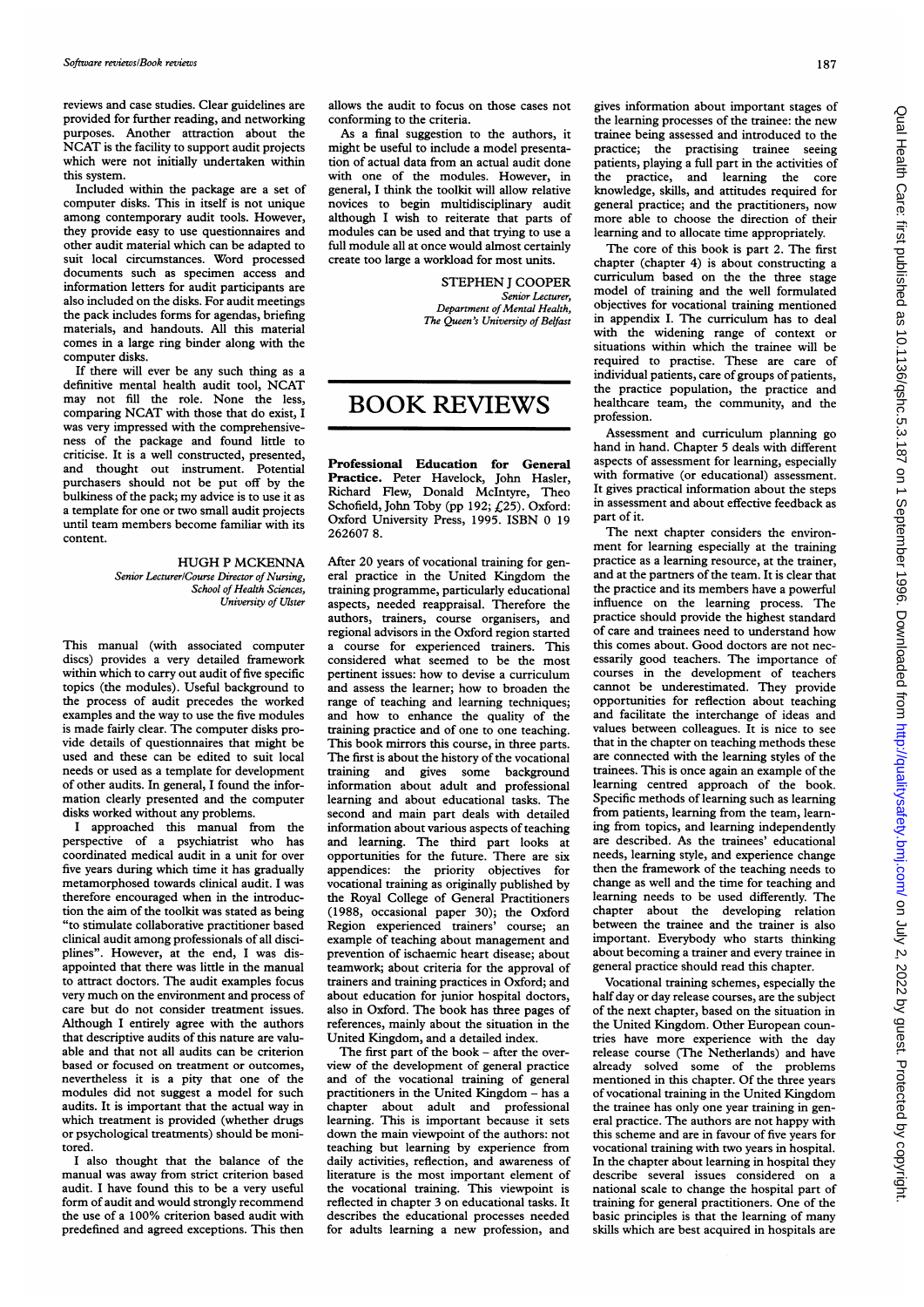reviews and case studies. Clear guidelines are provided for further reading, and networking purposes. Another attraction about the NCAT is the facility to support audit projects which were not initially undertaken within this system.

Included within the package are a set of computer disks. This in itself is not unique among contemporary audit tools. However, they provide easy to use questionnaires and other audit material which can be adapted to suit local circumstances. Word processed documents such as specimen access and information letters for audit participants are also included on the disks. For audit meetings the pack includes forms for agendas, briefing materials, and handouts. All this material comes in a large ring binder along with the computer disks.

If there will ever be any such thing as a definitive mental health audit tool, NCAT may not fill the role. None the less, comparing NCAT with those that do exist, I was very impressed with the comprehensiveness of the package and found little to criticise. It is a well constructed, presented, and thought out instrument. Potential purchasers should not be put off by the bulkiness of the pack; my advice is to use it as a template for one or two small audit projects until team members become familiar with its content.

HUGH P MCKENNA
*Senior Lecturer/Course Director of Nursing, School of Health Sciences, University of Ulster*

This manual (with associated computer discs) provides a very detailed framework within which to carry out audit of five specific topics (the modules). Useful background to the process of audit precedes the worked examples and the way to use the five modules is made fairly clear. The computer disks provide details of questionnaires that might be used and these can be edited to suit local needs or used as a template for development of other audits. In general, I found the information clearly presented and the computer disks worked without any problems.

I approached this manual from the perspective of a psychiatrist who has coordinated medical audit in a unit for over five years during which time it has gradually metamorphosed towards clinical audit. I was therefore encouraged when in the introduction the aim of the toolkit was stated as being "to stimulate collaborative practitioner based clinical audit among professionals of all disciplines". However, at the end, I was disappointed that there was little in the manual to attract doctors. The audit examples focus very much on the environment and process of care but do not consider treatment issues. Although I entirely agree with the authors that descriptive audits of this nature are valuable and that not all audits can be criterion based or focused on treatment or outcomes, nevertheless it is a pity that one of the modules did not suggest a model for such audits. It is important that the actual way in which treatment is provided (whether drugs or psychological treatments) should be monitored.

I also thought that the balance of the manual was away from strict criterion based audit. I have found this to be a very useful form of audit and would strongly recommend the use of a 100% criterion based audit with predefined and agreed exceptions. This then allows the audit to focus on those cases not conforming to the criteria.

As a final suggestion to the authors, it might be useful to include a model presentation of actual data from an actual audit done with one of the modules. However, in general, I think the toolkit will allow relative novices to begin multidisciplinary audit although I wish to reiterate that parts of modules can be used and that trying to use a full module all at once would almost certainly create too large a workload for most units.

STEPHEN J COOPER
*Senior Lecturer, Department of Mental Health, The Queen's University of Belfast*

# BOOK REVIEWS

**Professional Education for General Practice.** Peter Havelock, John Hasler, Richard Flew, Donald McIntyre, Theo Schofield, John Toby (pp 192; £25). Oxford: Oxford University Press, 1995. ISBN 0 19 262607 8.

After 20 years of vocational training for general practice in the United Kingdom the training programme, particularly educational aspects, needed reappraisal. Therefore the authors, trainers, course organisers, and regional advisors in the Oxford region started a course for experienced trainers. This considered what seemed to be the most pertinent issues: how to devise a curriculum and assess the learner; how to broaden the range of teaching and learning techniques; and how to enhance the quality of the training practice and of one to one teaching. This book mirrors this course, in three parts. The first is about the history of the vocational training and gives some background information about adult and professional learning and about educational tasks. The second and main part deals with detailed information about various aspects of teaching and learning. The third part looks at opportunities for the future. There are six appendices: the priority objectives for vocational training as originally published by the Royal College of General Practitioners (1988, occasional paper 30); the Oxford Region experienced trainers' course; an example of teaching about management and prevention of ischaemic heart disease; about teamwork; about criteria for the approval of trainers and training practices in Oxford; and about education for junior hospital doctors, also in Oxford. The book has three pages of references, mainly about the situation in the United Kingdom, and a detailed index.

The first part of the book – after the overview of the development of general practice and of the vocational training of general practitioners in the United Kingdom – has a chapter about adult and professional learning. This is important because it sets down the main viewpoint of the authors: not teaching but learning by experience from daily activities, reflection, and awareness of literature is the most important element of the vocational training. This viewpoint is reflected in chapter 3 on educational tasks. It describes the educational processes needed for adults learning a new profession, and gives information about important stages of the learning processes of the trainee: the new trainee being assessed and introduced to the practice; the practising trainee seeing patients, playing a full part in the activities of the practice, and learning the core knowledge, skills, and attitudes required for general practice; and the practitioners, now more able to choose the direction of their learning and to allocate time appropriately.

The core of this book is part 2. The first chapter (chapter 4) is about constructing a curriculum based on the three stage model of training and the well formulated objectives for vocational training mentioned in appendix I. The curriculum has to deal with the widening range of context or situations within which the trainee will be required to practise. These are care of individual patients, care of groups of patients, the practice population, the practice and healthcare team, the community, and the profession.

Assessment and curriculum planning go hand in hand. Chapter 5 deals with different aspects of assessment for learning, especially with formative (or educational) assessment. It gives practical information about the steps in assessment and about effective feedback as part of it.

The next chapter considers the environment for learning especially at the training practice as a learning resource, at the trainer, and at the partners of the team. It is clear that the practice and its members have a powerful influence on the learning process. The practice should provide the highest standard of care and trainees need to understand how this comes about. Good doctors are not necessarily good teachers. The importance of courses in the development of teachers cannot be underestimated. They provide opportunities for reflection about teaching and facilitate the interchange of ideas and values between colleagues. It is nice to see that in the chapter on teaching methods these are connected with the learning styles of the trainees. This is once again an example of the learning centred approach of the book. Specific methods of learning such as learning from patients, learning from the team, learning from topics, and learning independently are described. As the trainees' educational needs, learning style, and experience change then the framework of the teaching needs to change as well and the time for teaching and learning needs to be used differently. The chapter about the developing relation between the trainee and the trainer is also important. Everybody who starts thinking about becoming a trainer and every trainee in general practice should read this chapter.

Vocational training schemes, especially the half day or day release courses, are the subject of the next chapter, based on the situation in the United Kingdom. Other European countries have more experience with the day release course (The Netherlands) and have already solved some of the problems mentioned in this chapter. Of the three years of vocational training in the United Kingdom the trainee has only one year training in general practice. The authors are not happy with this scheme and are in favour of five years for vocational training with two years in hospital. In the chapter about learning in hospital they describe several issues considered on a national scale to change the hospital part of training for general practitioners. One of the basic principles is that the learning of many skills which are best acquired in hospitals are